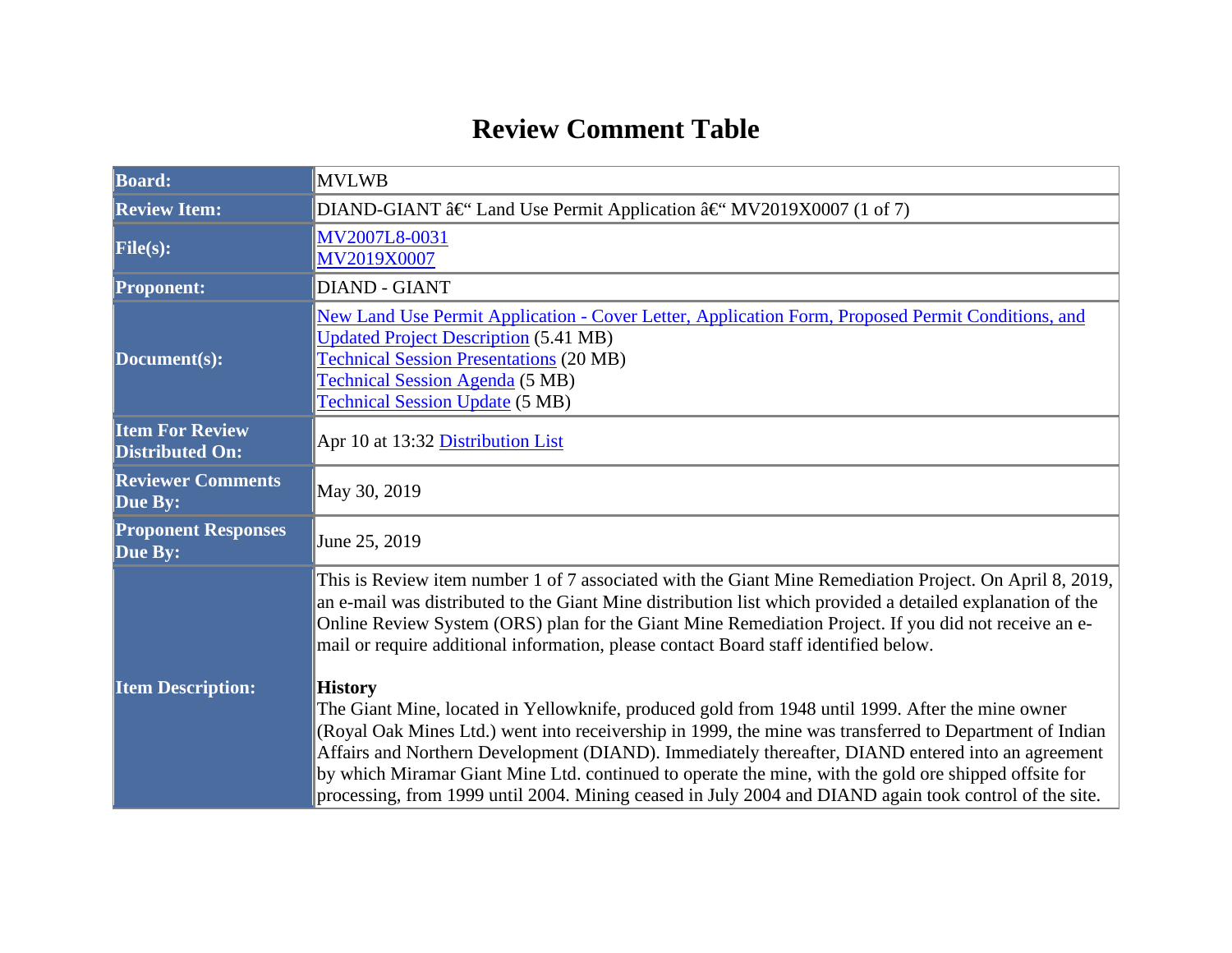# Review Comment Table

| | |
|---|---|
| **Board:** | MVLWB |
| **Review Item:** | DIAND-GIANT â€“ Land Use Permit Application â€“ MV2019X0007 (1 of 7) |
| **File(s):** | MV2007L8-0031<br>MV2019X0007 |
| **Proponent:** | DIAND - GIANT |
| **Document(s):** | New Land Use Permit Application - Cover Letter, Application Form, Proposed Permit Conditions, and Updated Project Description (5.41 MB)<br>Technical Session Presentations (20 MB)<br>Technical Session Agenda (5 MB)<br>Technical Session Update (5 MB) |
| **Item For Review Distributed On:** | Apr 10 at 13:32 Distribution List |
| **Reviewer Comments Due By:** | May 30, 2019 |
| **Proponent Responses Due By:** | June 25, 2019 |
| **Item Description:** | This is Review item number 1 of 7 associated with the Giant Mine Remediation Project. On April 8, 2019, an e-mail was distributed to the Giant Mine distribution list which provided a detailed explanation of the Online Review System (ORS) plan for the Giant Mine Remediation Project. If you did not receive an e-mail or require additional information, please contact Board staff identified below.<br><br>**History**<br>The Giant Mine, located in Yellowknife, produced gold from 1948 until 1999. After the mine owner (Royal Oak Mines Ltd.) went into receivership in 1999, the mine was transferred to Department of Indian Affairs and Northern Development (DIAND). Immediately thereafter, DIAND entered into an agreement by which Miramar Giant Mine Ltd. continued to operate the mine, with the gold ore shipped offsite for processing, from 1999 until 2004. Mining ceased in July 2004 and DIAND again took control of the site. |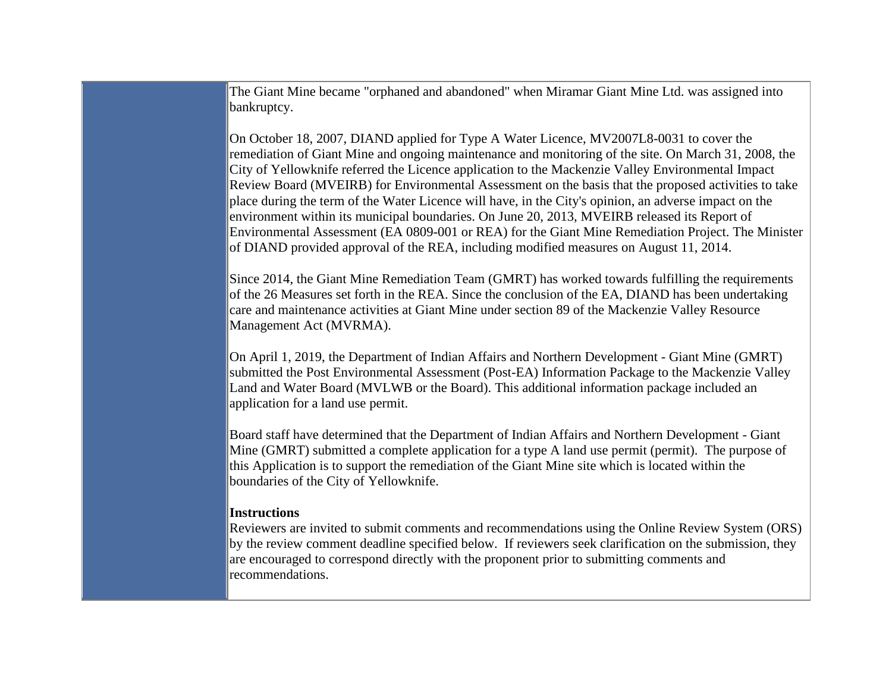The Giant Mine became "orphaned and abandoned" when Miramar Giant Mine Ltd. was assigned into bankruptcy.

On October 18, 2007, DIAND applied for Type A Water Licence, MV2007L8-0031 to cover the remediation of Giant Mine and ongoing maintenance and monitoring of the site. On March 31, 2008, the City of Yellowknife referred the Licence application to the Mackenzie Valley Environmental Impact Review Board (MVEIRB) for Environmental Assessment on the basis that the proposed activities to take place during the term of the Water Licence will have, in the City's opinion, an adverse impact on the environment within its municipal boundaries. On June 20, 2013, MVEIRB released its Report of Environmental Assessment (EA 0809-001 or REA) for the Giant Mine Remediation Project. The Minister of DIAND provided approval of the REA, including modified measures on August 11, 2014.

Since 2014, the Giant Mine Remediation Team (GMRT) has worked towards fulfilling the requirements of the 26 Measures set forth in the REA. Since the conclusion of the EA, DIAND has been undertaking care and maintenance activities at Giant Mine under section 89 of the Mackenzie Valley Resource Management Act (MVRMA).

On April 1, 2019, the Department of Indian Affairs and Northern Development - Giant Mine (GMRT) submitted the Post Environmental Assessment (Post-EA) Information Package to the Mackenzie Valley Land and Water Board (MVLWB or the Board). This additional information package included an application for a land use permit.

Board staff have determined that the Department of Indian Affairs and Northern Development - Giant Mine (GMRT) submitted a complete application for a type A land use permit (permit). The purpose of this Application is to support the remediation of the Giant Mine site which is located within the boundaries of the City of Yellowknife.

**Instructions**
Reviewers are invited to submit comments and recommendations using the Online Review System (ORS) by the review comment deadline specified below. If reviewers seek clarification on the submission, they are encouraged to correspond directly with the proponent prior to submitting comments and recommendations.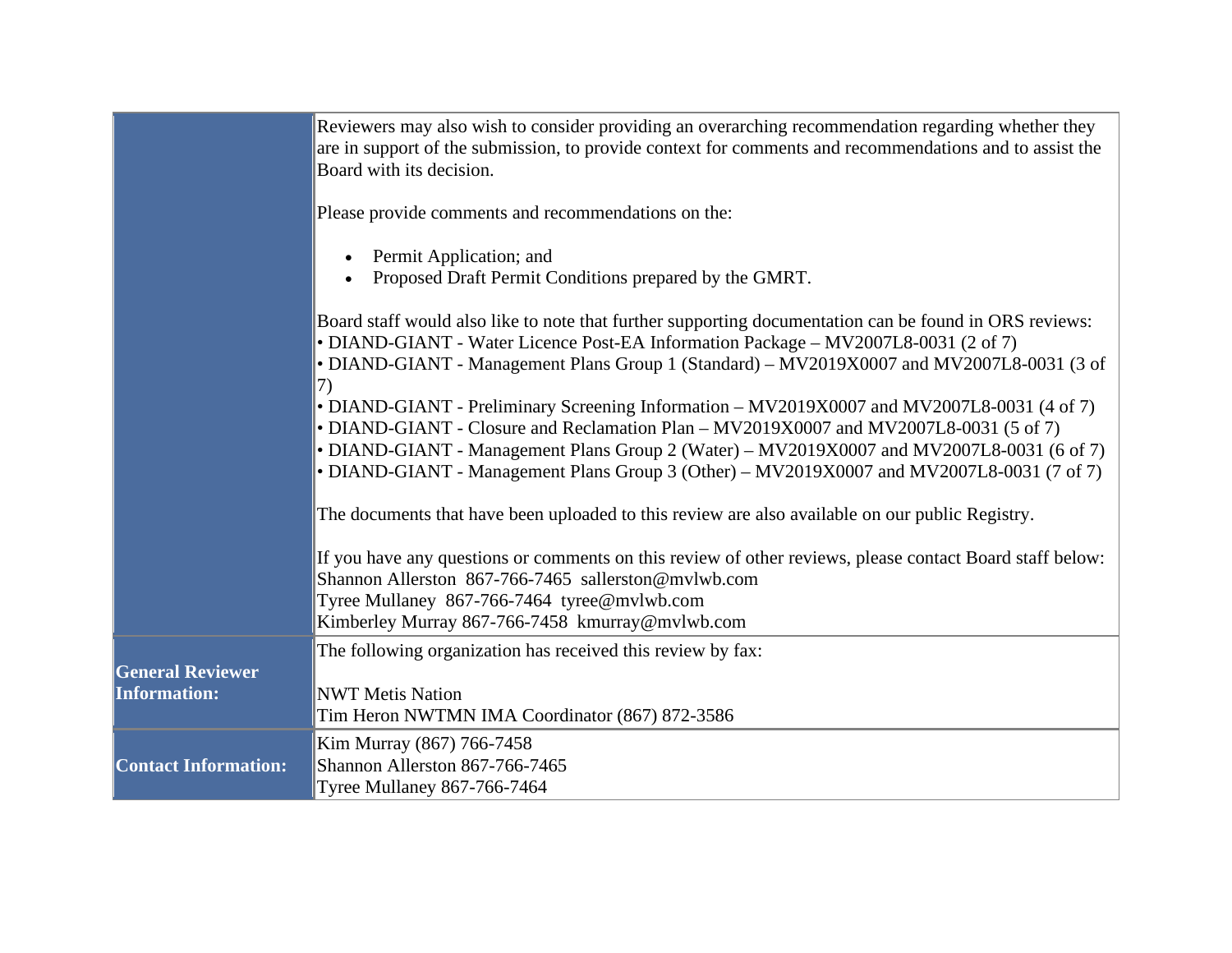| | |
|---|---|
| | Reviewers may also wish to consider providing an overarching recommendation regarding whether they are in support of the submission, to provide context for comments and recommendations and to assist the Board with its decision.<br><br>Please provide comments and recommendations on the:<br><br>• Permit Application; and<br>• Proposed Draft Permit Conditions prepared by the GMRT.<br><br>Board staff would also like to note that further supporting documentation can be found in ORS reviews:<br>• DIAND-GIANT - Water Licence Post-EA Information Package – MV2007L8-0031 (2 of 7)<br>• DIAND-GIANT - Management Plans Group 1 (Standard) – MV2019X0007 and MV2007L8-0031 (3 of 7)<br>• DIAND-GIANT - Preliminary Screening Information – MV2019X0007 and MV2007L8-0031 (4 of 7)<br>• DIAND-GIANT - Closure and Reclamation Plan – MV2019X0007 and MV2007L8-0031 (5 of 7)<br>• DIAND-GIANT - Management Plans Group 2 (Water) – MV2019X0007 and MV2007L8-0031 (6 of 7)<br>• DIAND-GIANT - Management Plans Group 3 (Other) – MV2019X0007 and MV2007L8-0031 (7 of 7)<br><br>The documents that have been uploaded to this review are also available on our public Registry.<br><br>If you have any questions or comments on this review of other reviews, please contact Board staff below:<br>Shannon Allerston 867-766-7465 sallerston@mvlwb.com<br>Tyree Mullaney 867-766-7464 tyree@mvlwb.com<br>Kimberley Murray 867-766-7458 kmurray@mvlwb.com |
| **General Reviewer Information:** | The following organization has received this review by fax:<br><br>NWT Metis Nation<br>Tim Heron NWTMN IMA Coordinator (867) 872-3586 |
| **Contact Information:** | Kim Murray (867) 766-7458<br>Shannon Allerston 867-766-7465<br>Tyree Mullaney 867-766-7464 |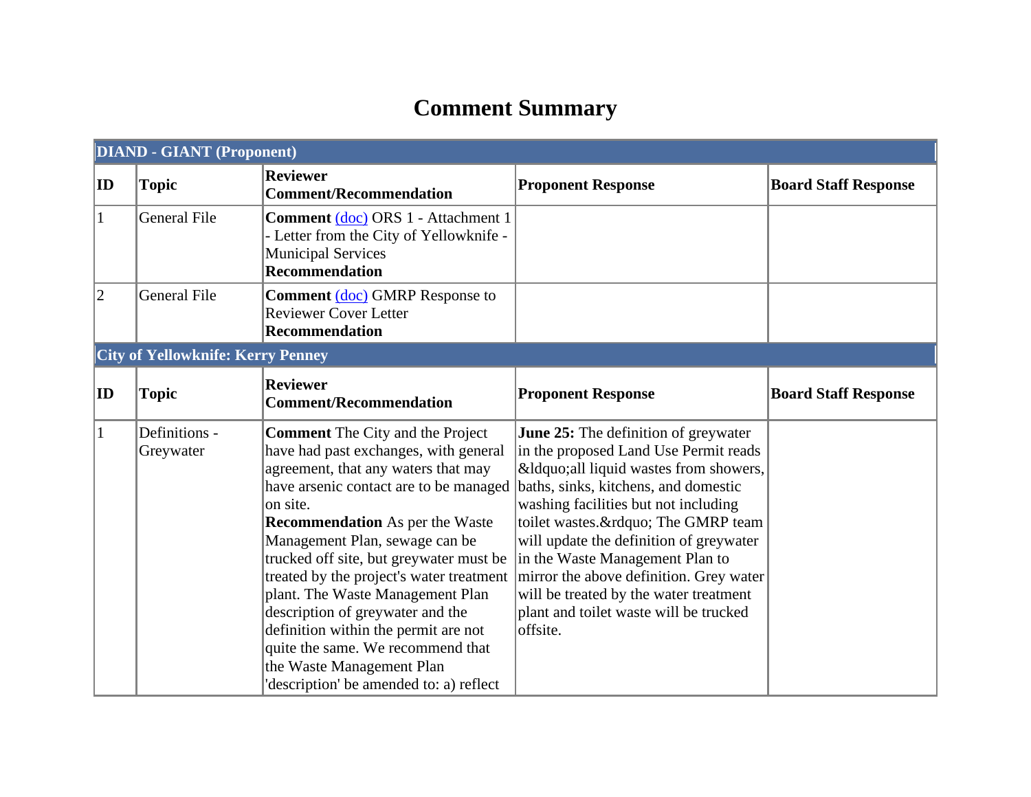# Comment Summary

| DIAND - GIANT (Proponent) | | | | |
|---|---|---|---|---|
| **ID** | **Topic** | **Reviewer Comment/Recommendation** | **Proponent Response** | **Board Staff Response** |
| 1 | General File | **Comment** (doc) ORS 1 - Attachment 1 - Letter from the City of Yellowknife - Municipal Services **Recommendation** | | |
| 2 | General File | **Comment** (doc) GMRP Response to Reviewer Cover Letter **Recommendation** | | |
| **City of Yellowknife: Kerry Penney** | | | | |
| **ID** | **Topic** | **Reviewer Comment/Recommendation** | **Proponent Response** | **Board Staff Response** |
| 1 | Definitions - Greywater | **Comment** The City and the Project have had past exchanges, with general agreement, that any waters that may have arsenic contact are to be managed on site. **Recommendation** As per the Waste Management Plan, sewage can be trucked off site, but greywater must be treated by the project's water treatment plant. The Waste Management Plan description of greywater and the definition within the permit are not quite the same. We recommend that the Waste Management Plan 'description' be amended to: a) reflect | **June 25:** The definition of greywater in the proposed Land Use Permit reads &ldquo;all liquid wastes from showers, baths, sinks, kitchens, and domestic washing facilities but not including toilet wastes.&rdquo; The GMRP team will update the definition of greywater in the Waste Management Plan to mirror the above definition. Grey water will be treated by the water treatment plant and toilet waste will be trucked offsite. | |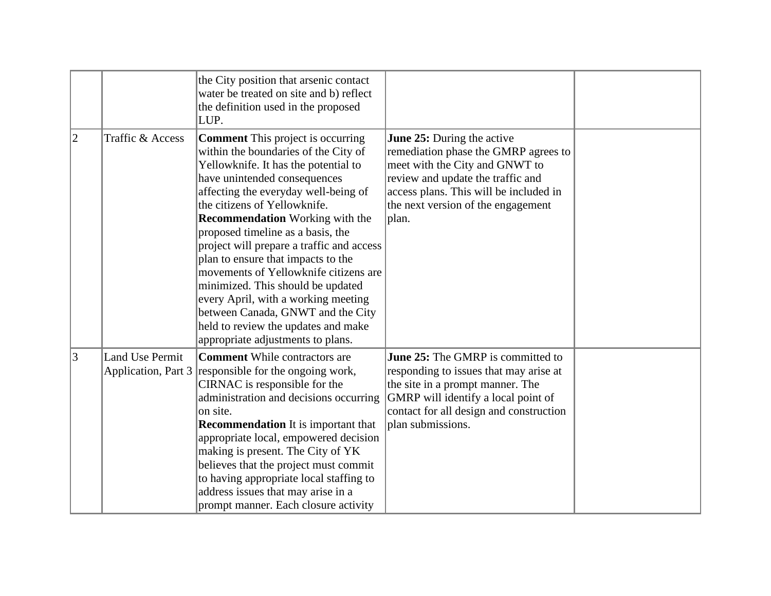| | | | | |
|---|---|---|---|---|
| | | the City position that arsenic contact water be treated on site and b) reflect the definition used in the proposed LUP. | | |
| 2 | Traffic & Access | **Comment** This project is occurring within the boundaries of the City of Yellowknife. It has the potential to have unintended consequences affecting the everyday well-being of the citizens of Yellowknife. **Recommendation** Working with the proposed timeline as a basis, the project will prepare a traffic and access plan to ensure that impacts to the movements of Yellowknife citizens are minimized. This should be updated every April, with a working meeting between Canada, GNWT and the City held to review the updates and make appropriate adjustments to plans. | **June 25:** During the active remediation phase the GMRP agrees to meet with the City and GNWT to review and update the traffic and access plans. This will be included in the next version of the engagement plan. | |
| 3 | Land Use Permit Application, Part 3 | **Comment** While contractors are responsible for the ongoing work, CIRNAC is responsible for the administration and decisions occurring on site. **Recommendation** It is important that appropriate local, empowered decision making is present. The City of YK believes that the project must commit to having appropriate local staffing to address issues that may arise in a prompt manner. Each closure activity | **June 25:** The GMRP is committed to responding to issues that may arise at the site in a prompt manner. The GMRP will identify a local point of contact for all design and construction plan submissions. | |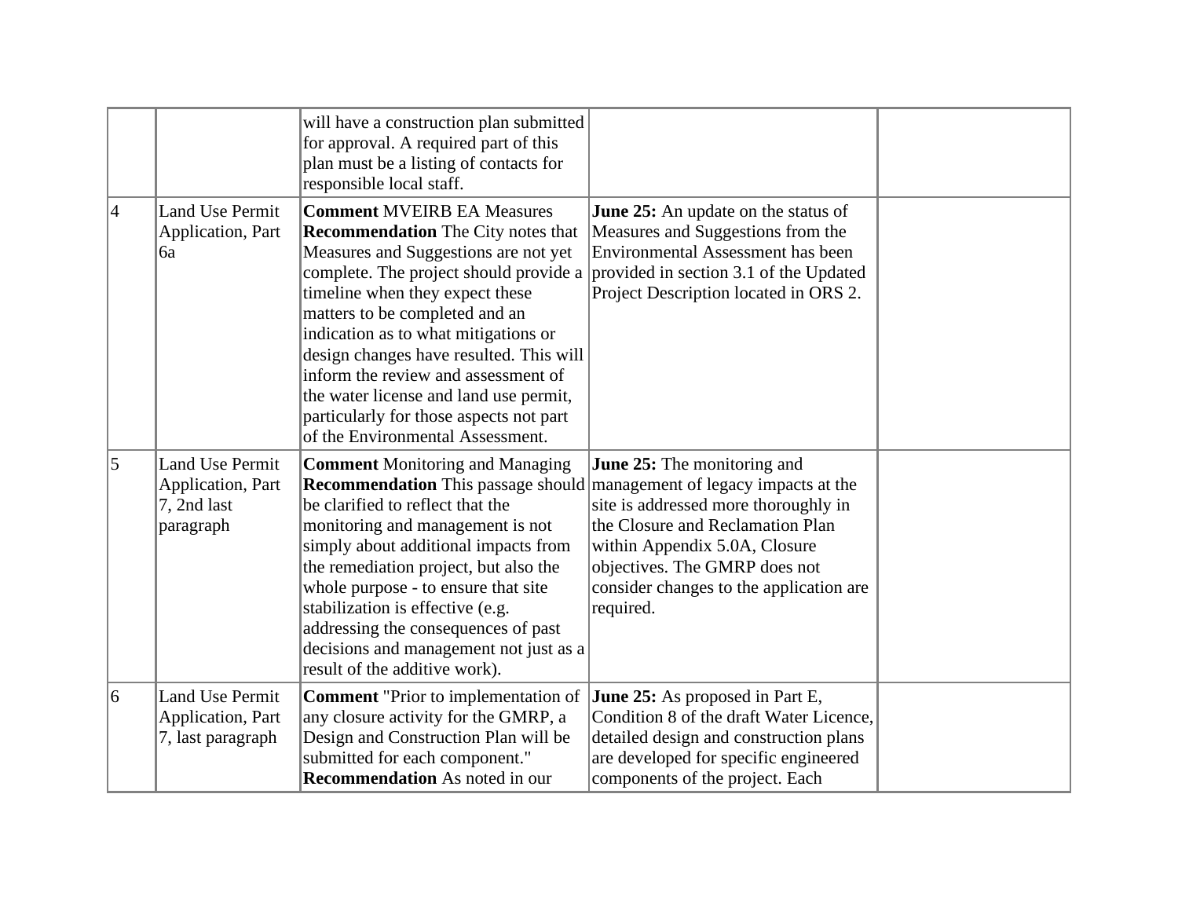| | | will have a construction plan submitted for approval. A required part of this plan must be a listing of contacts for responsible local staff. | | |
|---|---|---|---|---|
| 4 | Land Use Permit Application, Part 6a | **Comment** MVEIRB EA Measures **Recommendation** The City notes that Measures and Suggestions are not yet complete. The project should provide a timeline when they expect these matters to be completed and an indication as to what mitigations or design changes have resulted. This will inform the review and assessment of the water license and land use permit, particularly for those aspects not part of the Environmental Assessment. | **June 25:** An update on the status of Measures and Suggestions from the Environmental Assessment has been provided in section 3.1 of the Updated Project Description located in ORS 2. | |
| 5 | Land Use Permit Application, Part 7, 2nd last paragraph | **Comment** Monitoring and Managing **Recommendation** This passage should be clarified to reflect that the monitoring and management is not simply about additional impacts from the remediation project, but also the whole purpose - to ensure that site stabilization is effective (e.g. addressing the consequences of past decisions and management not just as a result of the additive work). | **June 25:** The monitoring and management of legacy impacts at the site is addressed more thoroughly in the Closure and Reclamation Plan within Appendix 5.0A, Closure objectives. The GMRP does not consider changes to the application are required. | |
| 6 | Land Use Permit Application, Part 7, last paragraph | **Comment** "Prior to implementation of any closure activity for the GMRP, a Design and Construction Plan will be submitted for each component." **Recommendation** As noted in our | **June 25:** As proposed in Part E, Condition 8 of the draft Water Licence, detailed design and construction plans are developed for specific engineered components of the project. Each | |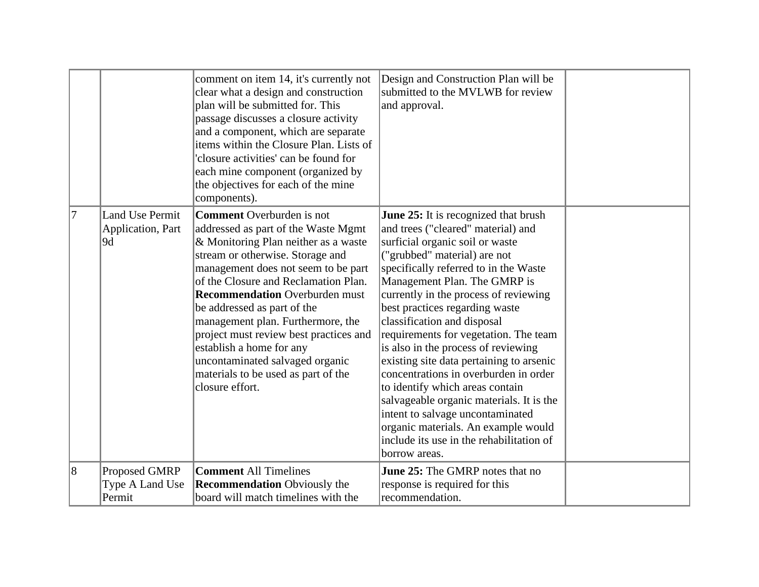|  |  |  |  |  |
|---|---|---|---|---|
|  |  | comment on item 14, it's currently not clear what a design and construction plan will be submitted for. This passage discusses a closure activity and a component, which are separate items within the Closure Plan. Lists of 'closure activities' can be found for each mine component (organized by the objectives for each of the mine components). | Design and Construction Plan will be submitted to the MVLWB for review and approval. |  |
| 7 | Land Use Permit Application, Part 9d | **Comment** Overburden is not addressed as part of the Waste Mgmt & Monitoring Plan neither as a waste stream or otherwise. Storage and management does not seem to be part of the Closure and Reclamation Plan. **Recommendation** Overburden must be addressed as part of the management plan. Furthermore, the project must review best practices and establish a home for any uncontaminated salvaged organic materials to be used as part of the closure effort. | **June 25:** It is recognized that brush and trees ("cleared" material) and surficial organic soil or waste ("grubbed" material) are not specifically referred to in the Waste Management Plan. The GMRP is currently in the process of reviewing best practices regarding waste classification and disposal requirements for vegetation. The team is also in the process of reviewing existing site data pertaining to arsenic concentrations in overburden in order to identify which areas contain salvageable organic materials. It is the intent to salvage uncontaminated organic materials. An example would include its use in the rehabilitation of borrow areas. |  |
| 8 | Proposed GMRP Type A Land Use Permit | **Comment** All Timelines **Recommendation** Obviously the board will match timelines with the | **June 25:** The GMRP notes that no response is required for this recommendation. |  |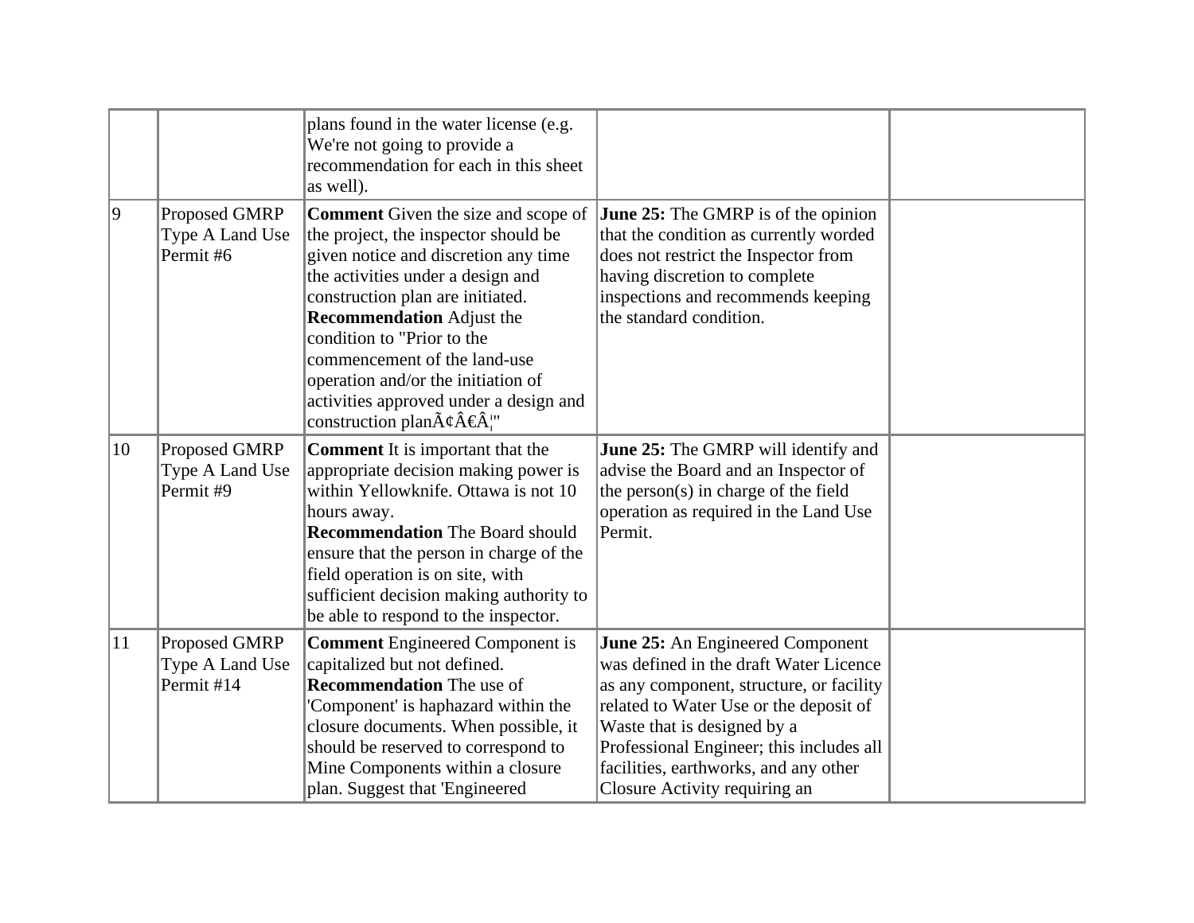|  |  |  |  |  |
|---|---|---|---|---|
|  |  | plans found in the water license (e.g. We're not going to provide a recommendation for each in this sheet as well). |  |  |
| 9 | Proposed GMRP Type A Land Use Permit #6 | **Comment** Given the size and scope of the project, the inspector should be given notice and discretion any time the activities under a design and construction plan are initiated. **Recommendation** Adjust the condition to "Prior to the commencement of the land-use operation and/or the initiation of activities approved under a design and construction planÃ¢Â€Â¦" | **June 25:** The GMRP is of the opinion that the condition as currently worded does not restrict the Inspector from having discretion to complete inspections and recommends keeping the standard condition. |  |
| 10 | Proposed GMRP Type A Land Use Permit #9 | **Comment** It is important that the appropriate decision making power is within Yellowknife. Ottawa is not 10 hours away. **Recommendation** The Board should ensure that the person in charge of the field operation is on site, with sufficient decision making authority to be able to respond to the inspector. | **June 25:** The GMRP will identify and advise the Board and an Inspector of the person(s) in charge of the field operation as required in the Land Use Permit. |  |
| 11 | Proposed GMRP Type A Land Use Permit #14 | **Comment** Engineered Component is capitalized but not defined. **Recommendation** The use of 'Component' is haphazard within the closure documents. When possible, it should be reserved to correspond to Mine Components within a closure plan. Suggest that 'Engineered | **June 25:** An Engineered Component was defined in the draft Water Licence as any component, structure, or facility related to Water Use or the deposit of Waste that is designed by a Professional Engineer; this includes all facilities, earthworks, and any other Closure Activity requiring an |  |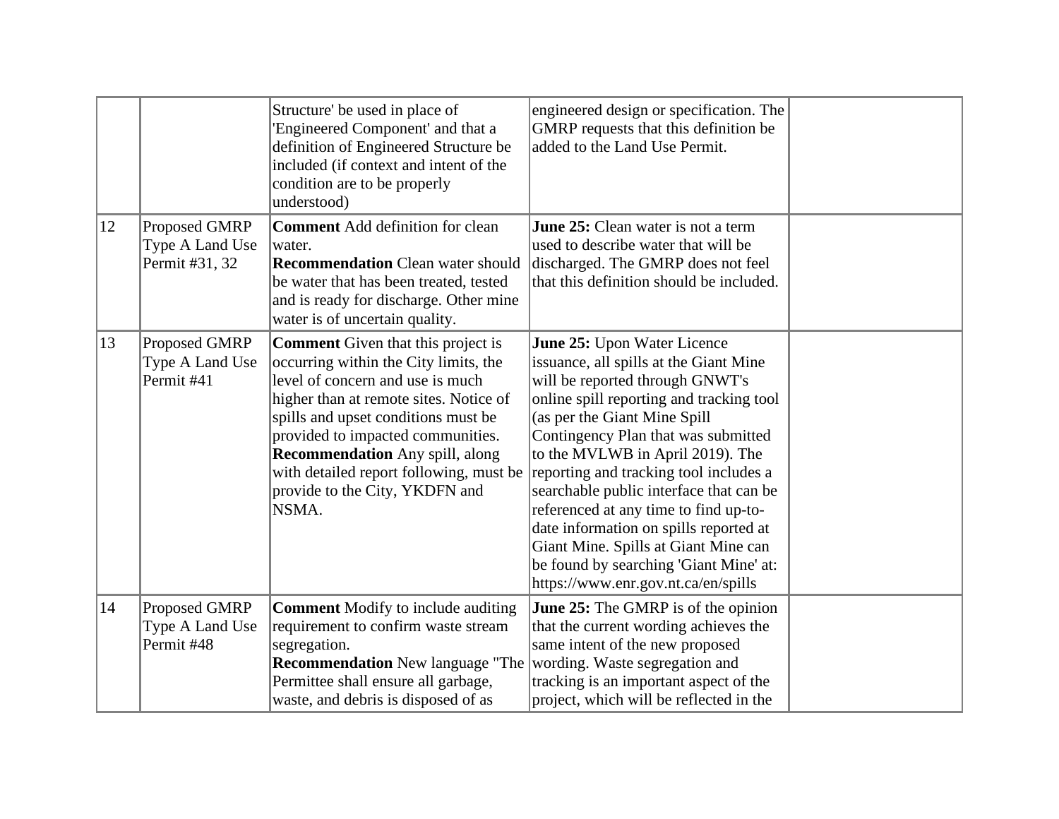| | | | | |
|---|---|---|---|---|
| | | Structure' be used in place of 'Engineered Component' and that a definition of Engineered Structure be included (if context and intent of the condition are to be properly understood) | engineered design or specification. The GMRP requests that this definition be added to the Land Use Permit. | |
| 12 | Proposed GMRP Type A Land Use Permit #31, 32 | **Comment** Add definition for clean water.<br>**Recommendation** Clean water should be water that has been treated, tested and is ready for discharge. Other mine water is of uncertain quality. | **June 25:** Clean water is not a term used to describe water that will be discharged. The GMRP does not feel that this definition should be included. | |
| 13 | Proposed GMRP Type A Land Use Permit #41 | **Comment** Given that this project is occurring within the City limits, the level of concern and use is much higher than at remote sites. Notice of spills and upset conditions must be provided to impacted communities.<br>**Recommendation** Any spill, along with detailed report following, must be provide to the City, YKDFN and NSMA. | **June 25:** Upon Water Licence issuance, all spills at the Giant Mine will be reported through GNWT's online spill reporting and tracking tool (as per the Giant Mine Spill Contingency Plan that was submitted to the MVLWB in April 2019). The reporting and tracking tool includes a searchable public interface that can be referenced at any time to find up-to-date information on spills reported at Giant Mine. Spills at Giant Mine can be found by searching 'Giant Mine' at: https://www.enr.gov.nt.ca/en/spills | |
| 14 | Proposed GMRP Type A Land Use Permit #48 | **Comment** Modify to include auditing requirement to confirm waste stream segregation.<br>**Recommendation** New language "The Permittee shall ensure all garbage, waste, and debris is disposed of as | **June 25:** The GMRP is of the opinion that the current wording achieves the same intent of the new proposed wording. Waste segregation and tracking is an important aspect of the project, which will be reflected in the | |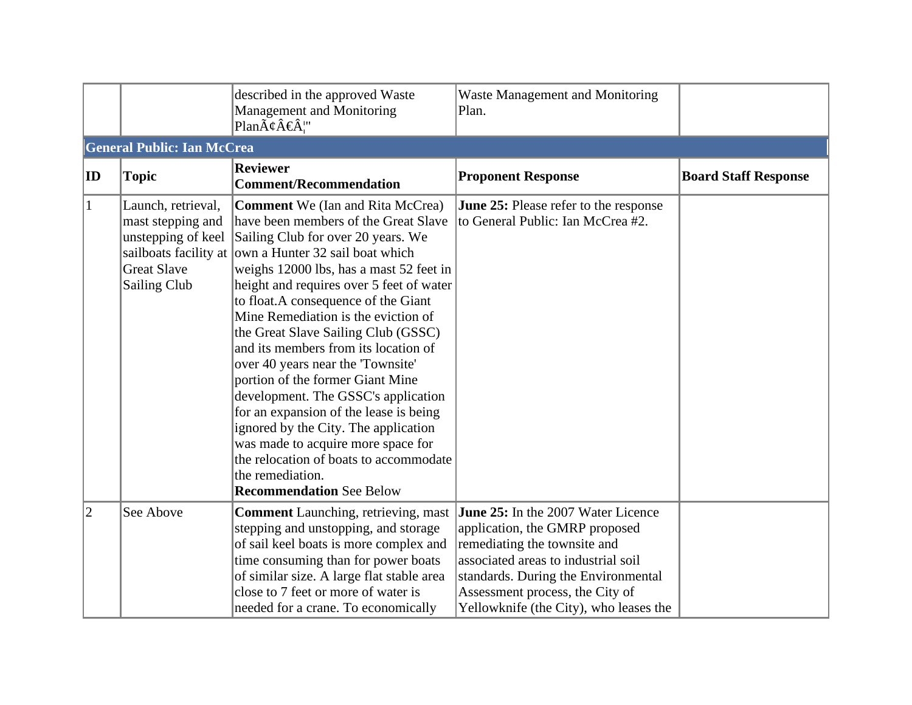| | | described in the approved Waste Management and Monitoring PlanÃ¢Â€Â¦" | Waste Management and Monitoring Plan. | |
|---|---|---|---|---|
| **General Public: Ian McCrea** | | | | |
| **ID** | **Topic** | **Reviewer Comment/Recommendation** | **Proponent Response** | **Board Staff Response** |
| 1 | Launch, retrieval, mast stepping and unstepping of keel sailboats facility at Great Slave Sailing Club | **Comment** We (Ian and Rita McCrea) have been members of the Great Slave Sailing Club for over 20 years. We own a Hunter 32 sail boat which weighs 12000 lbs, has a mast 52 feet in height and requires over 5 feet of water to float.A consequence of the Giant Mine Remediation is the eviction of the Great Slave Sailing Club (GSSC) and its members from its location of over 40 years near the 'Townsite' portion of the former Giant Mine development. The GSSC's application for an expansion of the lease is being ignored by the City. The application was made to acquire more space for the relocation of boats to accommodate the remediation.<br>**Recommendation** See Below | **June 25:** Please refer to the response to General Public: Ian McCrea #2. | |
| 2 | See Above | **Comment** Launching, retrieving, mast stepping and unstopping, and storage of sail keel boats is more complex and time consuming than for power boats of similar size. A large flat stable area close to 7 feet or more of water is needed for a crane. To economically | **June 25:** In the 2007 Water Licence application, the GMRP proposed remediating the townsite and associated areas to industrial soil standards. During the Environmental Assessment process, the City of Yellowknife (the City), who leases the | |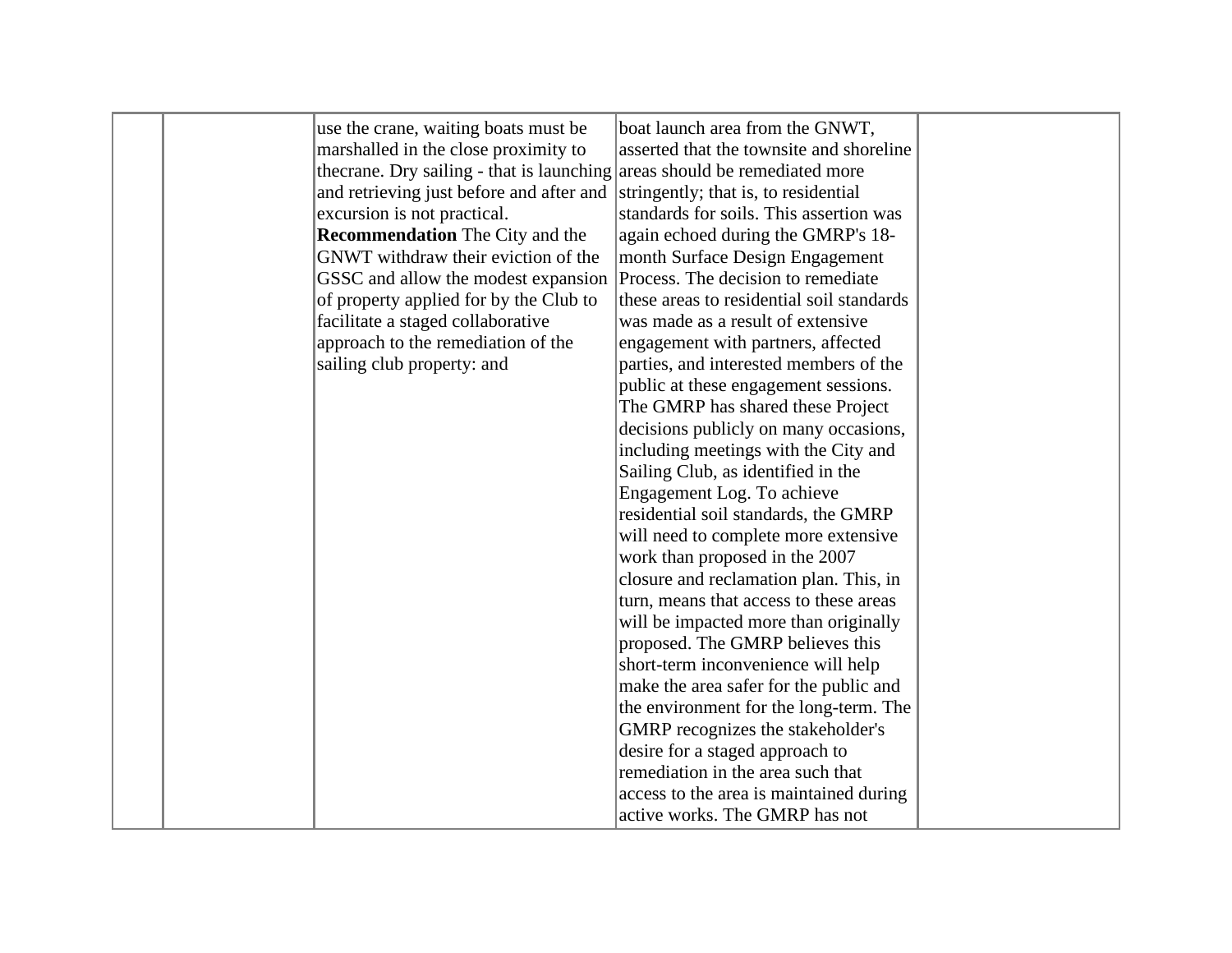|  |  |  |  |  |
|---|---|---|---|---|
|  |  | use the crane, waiting boats must be marshalled in the close proximity to thecrane. Dry sailing - that is launching and retrieving just before and after and excursion is not practical. **Recommendation** The City and the GNWT withdraw their eviction of the GSSC and allow the modest expansion of property applied for by the Club to facilitate a staged collaborative approach to the remediation of the sailing club property: and | boat launch area from the GNWT, asserted that the townsite and shoreline areas should be remediated more stringently; that is, to residential standards for soils. This assertion was again echoed during the GMRP's 18-month Surface Design Engagement Process. The decision to remediate these areas to residential soil standards was made as a result of extensive engagement with partners, affected parties, and interested members of the public at these engagement sessions. The GMRP has shared these Project decisions publicly on many occasions, including meetings with the City and Sailing Club, as identified in the Engagement Log. To achieve residential soil standards, the GMRP will need to complete more extensive work than proposed in the 2007 closure and reclamation plan. This, in turn, means that access to these areas will be impacted more than originally proposed. The GMRP believes this short-term inconvenience will help make the area safer for the public and the environment for the long-term. The GMRP recognizes the stakeholder's desire for a staged approach to remediation in the area such that access to the area is maintained during active works. The GMRP has not |  |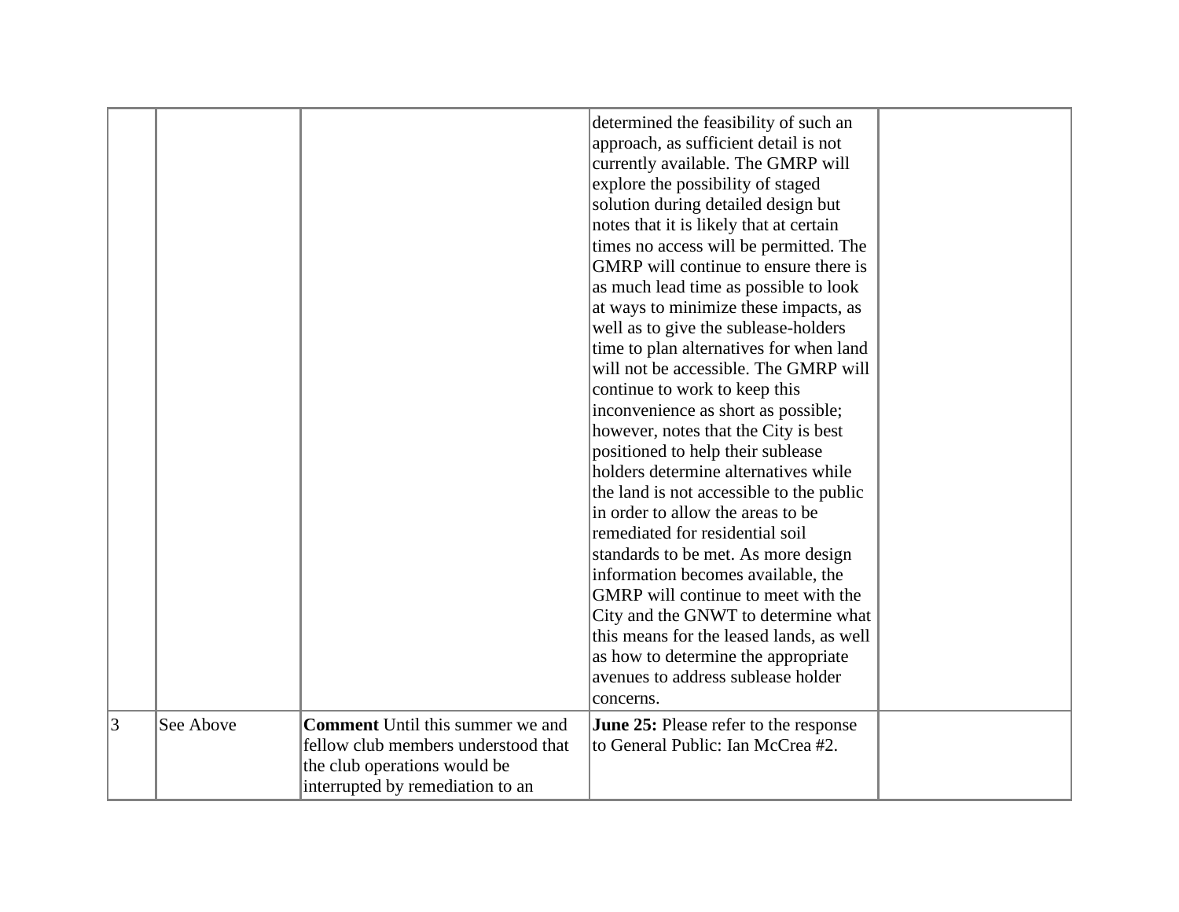| | | | | |
|---|---|---|---|---|
| | | | determined the feasibility of such an approach, as sufficient detail is not currently available. The GMRP will explore the possibility of staged solution during detailed design but notes that it is likely that at certain times no access will be permitted. The GMRP will continue to ensure there is as much lead time as possible to look at ways to minimize these impacts, as well as to give the sublease-holders time to plan alternatives for when land will not be accessible. The GMRP will continue to work to keep this inconvenience as short as possible; however, notes that the City is best positioned to help their sublease holders determine alternatives while the land is not accessible to the public in order to allow the areas to be remediated for residential soil standards to be met. As more design information becomes available, the GMRP will continue to meet with the City and the GNWT to determine what this means for the leased lands, as well as how to determine the appropriate avenues to address sublease holder concerns. | |
| 3 | See Above | **Comment** Until this summer we and fellow club members understood that the club operations would be interrupted by remediation to an | **June 25:** Please refer to the response to General Public: Ian McCrea #2. | |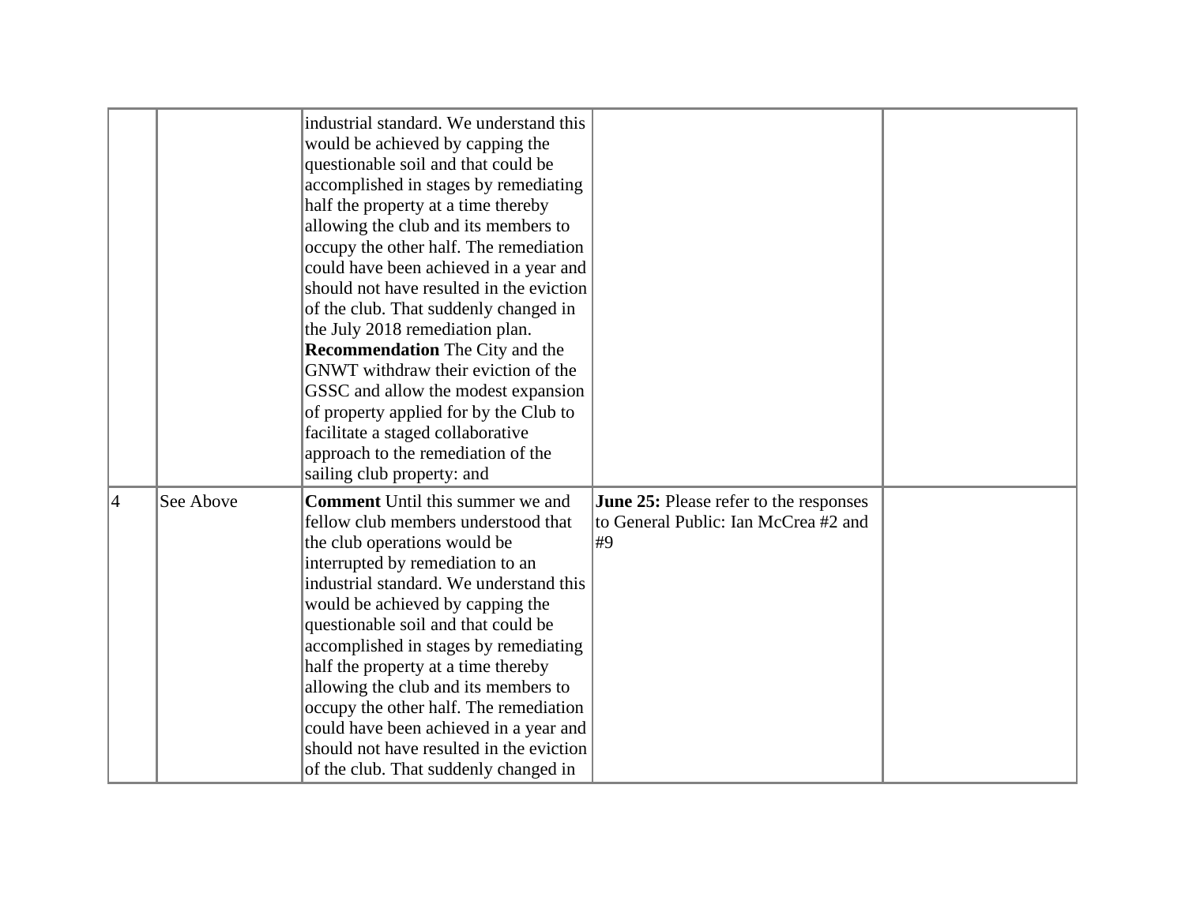|  |  |  |  |  |
|---|---|---|---|---|
|  |  | industrial standard. We understand this would be achieved by capping the questionable soil and that could be accomplished in stages by remediating half the property at a time thereby allowing the club and its members to occupy the other half. The remediation could have been achieved in a year and should not have resulted in the eviction of the club. That suddenly changed in the July 2018 remediation plan. **Recommendation** The City and the GNWT withdraw their eviction of the GSSC and allow the modest expansion of property applied for by the Club to facilitate a staged collaborative approach to the remediation of the sailing club property: and |  |  |
| 4 | See Above | **Comment** Until this summer we and fellow club members understood that the club operations would be interrupted by remediation to an industrial standard. We understand this would be achieved by capping the questionable soil and that could be accomplished in stages by remediating half the property at a time thereby allowing the club and its members to occupy the other half. The remediation could have been achieved in a year and should not have resulted in the eviction of the club. That suddenly changed in | **June 25:** Please refer to the responses to General Public: Ian McCrea #2 and #9 |  |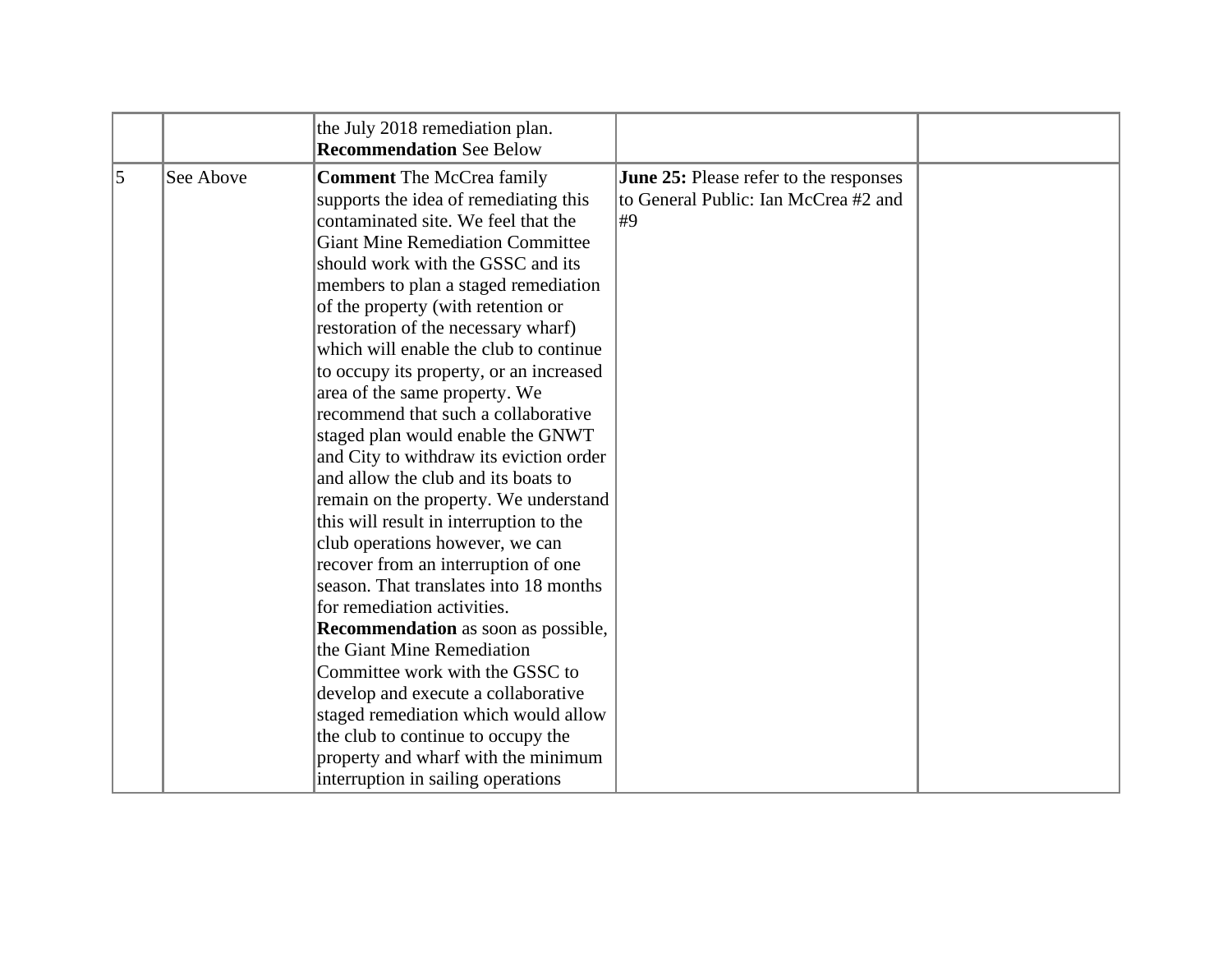| | | | | |
|---|---|---|---|---|
| | | the July 2018 remediation plan. **Recommendation** See Below | | |
| 5 | See Above | **Comment** The McCrea family supports the idea of remediating this contaminated site. We feel that the Giant Mine Remediation Committee should work with the GSSC and its members to plan a staged remediation of the property (with retention or restoration of the necessary wharf) which will enable the club to continue to occupy its property, or an increased area of the same property. We recommend that such a collaborative staged plan would enable the GNWT and City to withdraw its eviction order and allow the club and its boats to remain on the property. We understand this will result in interruption to the club operations however, we can recover from an interruption of one season. That translates into 18 months for remediation activities. **Recommendation** as soon as possible, the Giant Mine Remediation Committee work with the GSSC to develop and execute a collaborative staged remediation which would allow the club to continue to occupy the property and wharf with the minimum interruption in sailing operations | **June 25:** Please refer to the responses to General Public: Ian McCrea #2 and #9 | |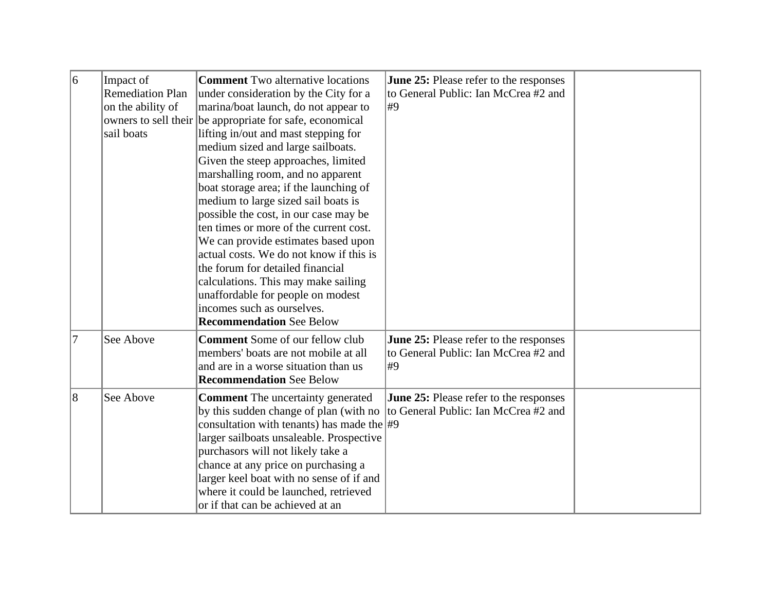| | | | | |
|---|---|---|---|---|
| 6 | Impact of Remediation Plan on the ability of owners to sell their sail boats | **Comment** Two alternative locations under consideration by the City for a marina/boat launch, do not appear to be appropriate for safe, economical lifting in/out and mast stepping for medium sized and large sailboats. Given the steep approaches, limited marshalling room, and no apparent boat storage area; if the launching of medium to large sized sail boats is possible the cost, in our case may be ten times or more of the current cost. We can provide estimates based upon actual costs. We do not know if this is the forum for detailed financial calculations. This may make sailing unaffordable for people on modest incomes such as ourselves. **Recommendation** See Below | **June 25:** Please refer to the responses to General Public: Ian McCrea #2 and #9 | |
| 7 | See Above | **Comment** Some of our fellow club members' boats are not mobile at all and are in a worse situation than us **Recommendation** See Below | **June 25:** Please refer to the responses to General Public: Ian McCrea #2 and #9 | |
| 8 | See Above | **Comment** The uncertainty generated by this sudden change of plan (with no consultation with tenants) has made the larger sailboats unsaleable. Prospective purchasors will not likely take a chance at any price on purchasing a larger keel boat with no sense of if and where it could be launched, retrieved or if that can be achieved at an | **June 25:** Please refer to the responses to General Public: Ian McCrea #2 and #9 | |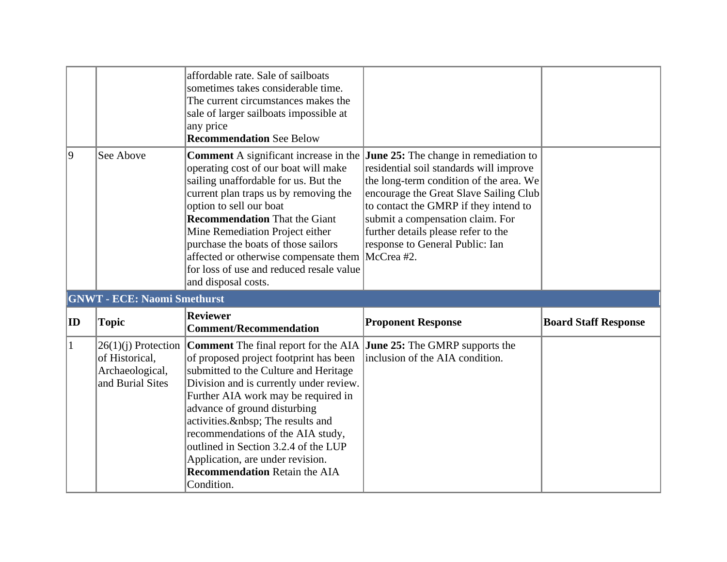| | | | | |
|---|---|---|---|---|
| | | affordable rate. Sale of sailboats sometimes takes considerable time. The current circumstances makes the sale of larger sailboats impossible at any price **Recommendation** See Below | | |
| 9 | See Above | **Comment** A significant increase in the operating cost of our boat will make sailing unaffordable for us. But the current plan traps us by removing the option to sell our boat **Recommendation** That the Giant Mine Remediation Project either purchase the boats of those sailors affected or otherwise compensate them for loss of use and reduced resale value and disposal costs. | **June 25:** The change in remediation to residential soil standards will improve the long-term condition of the area. We encourage the Great Slave Sailing Club to contact the GMRP if they intend to submit a compensation claim. For further details please refer to the response to General Public: Ian McCrea #2. | |

**GNWT - ECE: Naomi Smethurst**

| ID | Topic | Reviewer Comment/Recommendation | Proponent Response | Board Staff Response |
|---|---|---|---|---|
| 1 | 26(1)(j) Protection of Historical, Archaeological, and Burial Sites | **Comment** The final report for the AIA of proposed project footprint has been submitted to the Culture and Heritage Division and is currently under review. Further AIA work may be required in advance of ground disturbing activities.&nbsp; The results and recommendations of the AIA study, outlined in Section 3.2.4 of the LUP Application, are under revision. **Recommendation** Retain the AIA Condition. | **June 25:** The GMRP supports the inclusion of the AIA condition. | |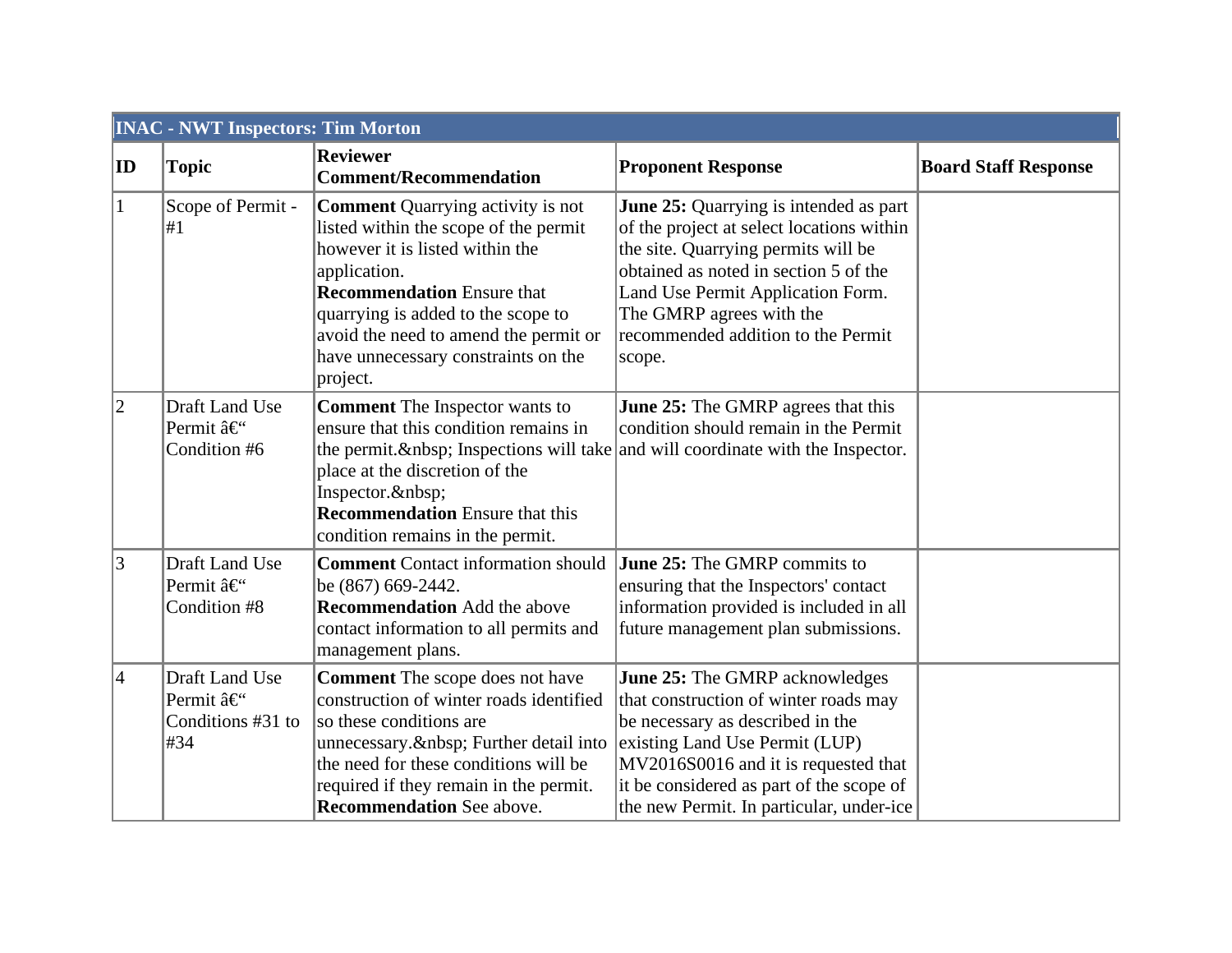| INAC - NWT Inspectors: Tim Morton | | | | |
|---|---|---|---|---|
| **ID** | **Topic** | **Reviewer Comment/Recommendation** | **Proponent Response** | **Board Staff Response** |
| 1 | Scope of Permit - #1 | **Comment** Quarrying activity is not listed within the scope of the permit however it is listed within the application.<br>**Recommendation** Ensure that quarrying is added to the scope to avoid the need to amend the permit or have unnecessary constraints on the project. | **June 25:** Quarrying is intended as part of the project at select locations within the site. Quarrying permits will be obtained as noted in section 5 of the Land Use Permit Application Form. The GMRP agrees with the recommended addition to the Permit scope. | |
| 2 | Draft Land Use Permit â€“ Condition #6 | **Comment** The Inspector wants to ensure that this condition remains in the permit.&nbsp; Inspections will take place at the discretion of the Inspector.&nbsp;<br>**Recommendation** Ensure that this condition remains in the permit. | **June 25:** The GMRP agrees that this condition should remain in the Permit and will coordinate with the Inspector. | |
| 3 | Draft Land Use Permit â€“ Condition #8 | **Comment** Contact information should be (867) 669-2442.<br>**Recommendation** Add the above contact information to all permits and management plans. | **June 25:** The GMRP commits to ensuring that the Inspectors' contact information provided is included in all future management plan submissions. | |
| 4 | Draft Land Use Permit â€“ Conditions #31 to #34 | **Comment** The scope does not have construction of winter roads identified so these conditions are unnecessary.&nbsp; Further detail into the need for these conditions will be required if they remain in the permit.<br>**Recommendation** See above. | **June 25:** The GMRP acknowledges that construction of winter roads may be necessary as described in the existing Land Use Permit (LUP) MV2016S0016 and it is requested that it be considered as part of the scope of the new Permit. In particular, under-ice | |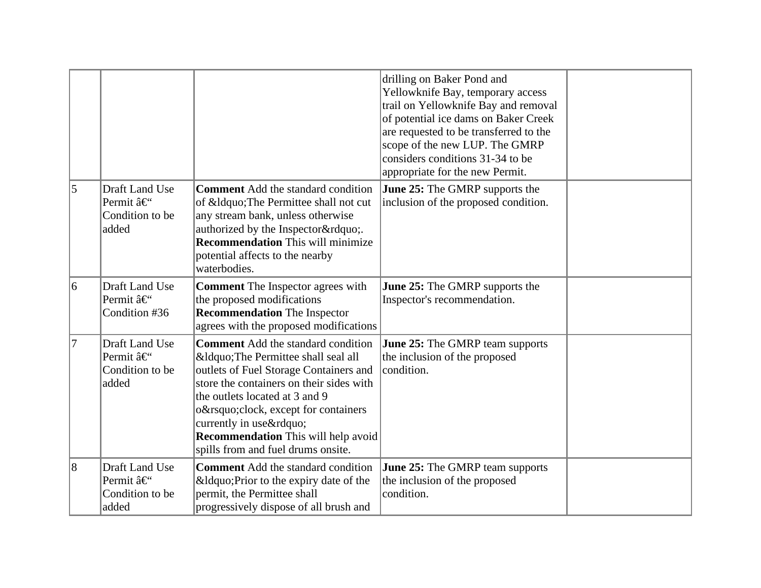|  |  |  | drilling on Baker Pond and Yellowknife Bay, temporary access trail on Yellowknife Bay and removal of potential ice dams on Baker Creek are requested to be transferred to the scope of the new LUP. The GMRP considers conditions 31-34 to be appropriate for the new Permit. |  |
|---|---|---|---|---|
| 5 | Draft Land Use Permit â€“ Condition to be added | **Comment** Add the standard condition of &ldquo;The Permittee shall not cut any stream bank, unless otherwise authorized by the Inspector&rdquo;. **Recommendation** This will minimize potential affects to the nearby waterbodies. | **June 25:** The GMRP supports the inclusion of the proposed condition. |  |
| 6 | Draft Land Use Permit â€“ Condition #36 | **Comment** The Inspector agrees with the proposed modifications **Recommendation** The Inspector agrees with the proposed modifications | **June 25:** The GMRP supports the Inspector's recommendation. |  |
| 7 | Draft Land Use Permit â€“ Condition to be added | **Comment** Add the standard condition &ldquo;The Permittee shall seal all outlets of Fuel Storage Containers and store the containers on their sides with the outlets located at 3 and 9 o&rsquo;clock, except for containers currently in use&rdquo; **Recommendation** This will help avoid spills from and fuel drums onsite. | **June 25:** The GMRP team supports the inclusion of the proposed condition. |  |
| 8 | Draft Land Use Permit â€“ Condition to be added | **Comment** Add the standard condition &ldquo;Prior to the expiry date of the permit, the Permittee shall progressively dispose of all brush and | **June 25:** The GMRP team supports the inclusion of the proposed condition. |  |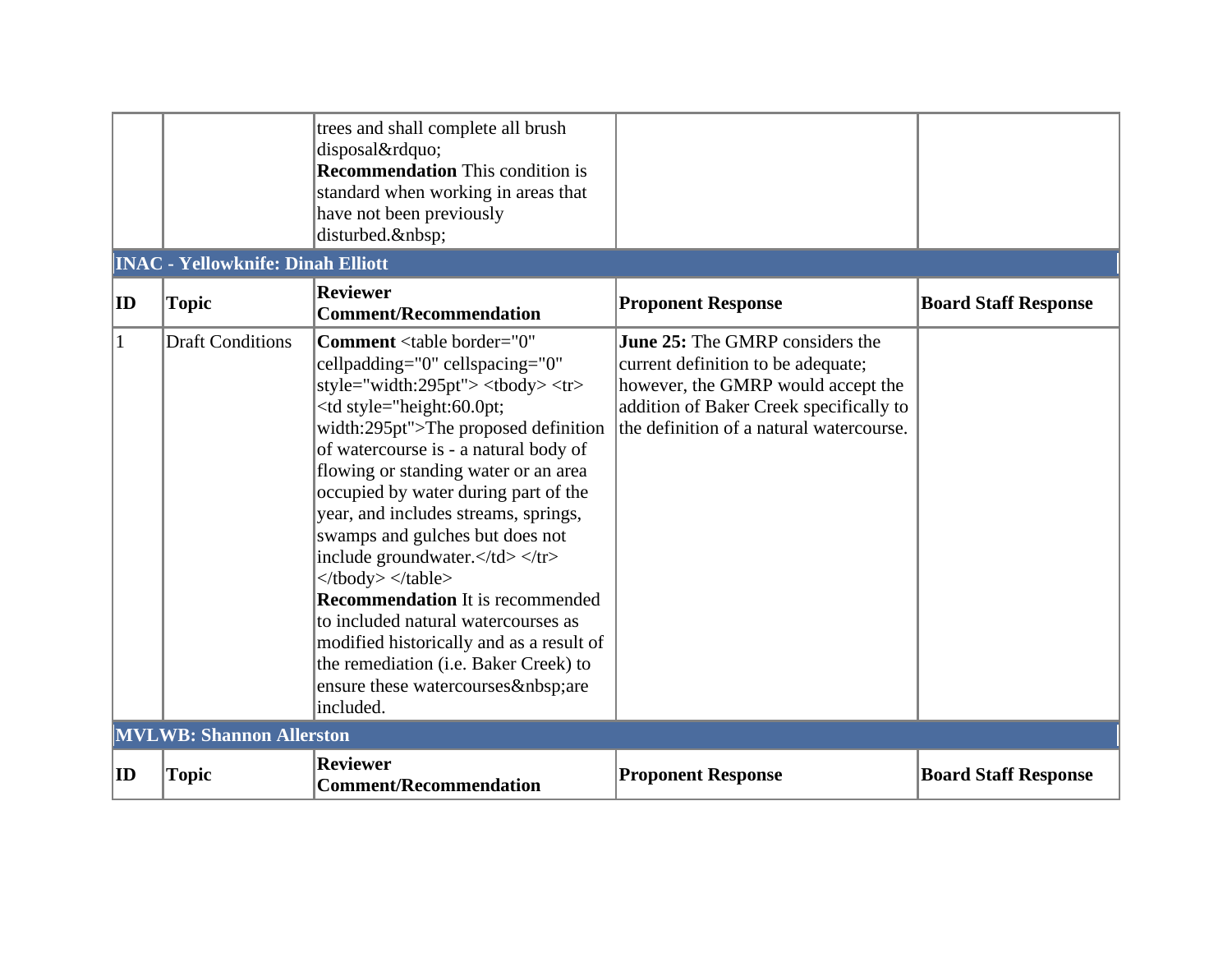| | | trees and shall complete all brush disposal&rdquo;<br>**Recommendation** This condition is standard when working in areas that have not been previously disturbed.&nbsp; | | |
|---|---|---|---|---|

**INAC - Yellowknife: Dinah Elliott**

| ID | Topic | Reviewer Comment/Recommendation | Proponent Response | Board Staff Response |
|---|---|---|---|---|
| 1 | Draft Conditions | **Comment** &lt;table border="0" cellpadding="0" cellspacing="0" style="width:295pt"&gt; &lt;tbody&gt; &lt;tr&gt; &lt;td style="height:60.0pt; width:295pt"&gt;The proposed definition of watercourse is - a natural body of flowing or standing water or an area occupied by water during part of the year, and includes streams, springs, swamps and gulches but does not include groundwater.&lt;/td&gt; &lt;/tr&gt; &lt;/tbody&gt; &lt;/table&gt;<br>**Recommendation** It is recommended to included natural watercourses as modified historically and as a result of the remediation (i.e. Baker Creek) to ensure these watercourses&nbsp;are included. | **June 25:** The GMRP considers the current definition to be adequate; however, the GMRP would accept the addition of Baker Creek specifically to the definition of a natural watercourse. | |

**MVLWB: Shannon Allerston**

| ID | Topic | Reviewer Comment/Recommendation | Proponent Response | Board Staff Response |
|---|---|---|---|---|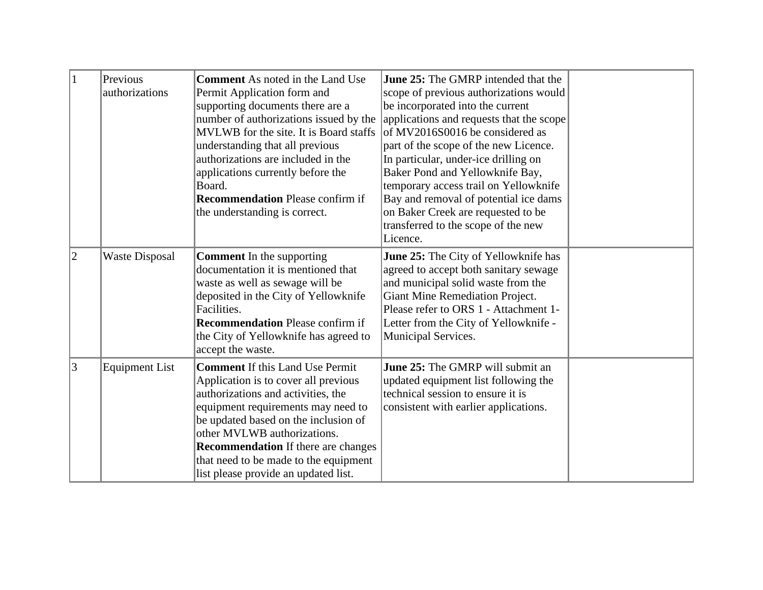| | | | | |
|---|---|---|---|---|
| 1 | Previous authorizations | **Comment** As noted in the Land Use Permit Application form and supporting documents there are a number of authorizations issued by the MVLWB for the site. It is Board staffs understanding that all previous authorizations are included in the applications currently before the Board.<br>**Recommendation** Please confirm if the understanding is correct. | **June 25:** The GMRP intended that the scope of previous authorizations would be incorporated into the current applications and requests that the scope of MV2016S0016 be considered as part of the scope of the new Licence. In particular, under-ice drilling on Baker Pond and Yellowknife Bay, temporary access trail on Yellowknife Bay and removal of potential ice dams on Baker Creek are requested to be transferred to the scope of the new Licence. | |
| 2 | Waste Disposal | **Comment** In the supporting documentation it is mentioned that waste as well as sewage will be deposited in the City of Yellowknife Facilities.<br>**Recommendation** Please confirm if the City of Yellowknife has agreed to accept the waste. | **June 25:** The City of Yellowknife has agreed to accept both sanitary sewage and municipal solid waste from the Giant Mine Remediation Project. Please refer to ORS 1 - Attachment 1- Letter from the City of Yellowknife - Municipal Services. | |
| 3 | Equipment List | **Comment** If this Land Use Permit Application is to cover all previous authorizations and activities, the equipment requirements may need to be updated based on the inclusion of other MVLWB authorizations.<br>**Recommendation** If there are changes that need to be made to the equipment list please provide an updated list. | **June 25:** The GMRP will submit an updated equipment list following the technical session to ensure it is consistent with earlier applications. | |